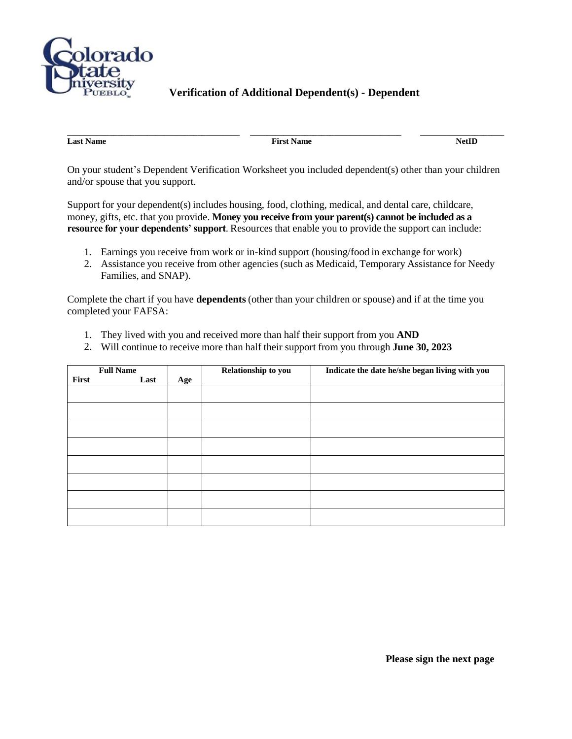# Verification of Additional Dependent(s) - Dependent

| Last Name | First Name | NetID |
|---|---|---|
| | | |

On your student's Dependent Verification Worksheet you included dependent(s) other than your children and/or spouse that you support.

Support for your dependent(s) includes housing, food, clothing, medical, and dental care, childcare, money, gifts, etc. that you provide. **Money you receive from your parent(s) cannot be included as a resource for your dependents' support**. Resources that enable you to provide the support can include:

1. Earnings you receive from work or in-kind support (housing/food in exchange for work)
2. Assistance you receive from other agencies (such as Medicaid, Temporary Assistance for Needy Families, and SNAP).

Complete the chart if you have **dependents** (other than your children or spouse) and if at the time you completed your FAFSA:

1. They lived with you and received more than half their support from you **AND**
2. Will continue to receive more than half their support from you through **June 30, 2023**

| Full Name (First / Last) | Age | Relationship to you | Indicate the date he/she began living with you |
|---|---|---|---|
| | | | |
| | | | |
| | | | |
| | | | |
| | | | |
| | | | |
| | | | |
| | | | |

**Please sign the next page**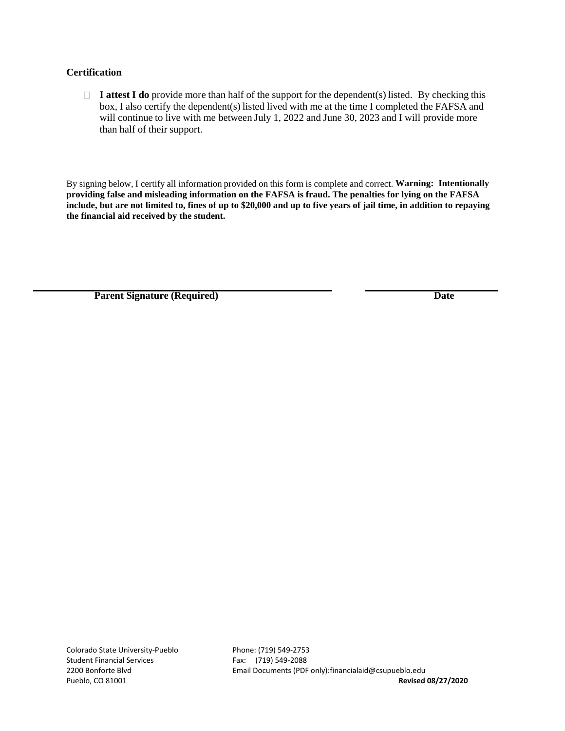**Certification**

- ☐ **I attest I do** provide more than half of the support for the dependent(s) listed. By checking this box, I also certify the dependent(s) listed lived with me at the time I completed the FAFSA and will continue to live with me between July 1, 2022 and June 30, 2023 and I will provide more than half of their support.

By signing below, I certify all information provided on this form is complete and correct. **Warning: Intentionally providing false and misleading information on the FAFSA is fraud. The penalties for lying on the FAFSA include, but are not limited to, fines of up to $20,000 and up to five years of jail time, in addition to repaying the financial aid received by the student.**

_______________________________________________ ____________________

**Parent Signature (Required)** **Date**

Colorado State University-Pueblo
Student Financial Services
2200 Bonforte Blvd
Pueblo, CO 81001

Phone: (719) 549-2753
Fax: (719) 549-2088
Email Documents (PDF only):financialaid@csupueblo.edu

**Revised 08/27/2020**